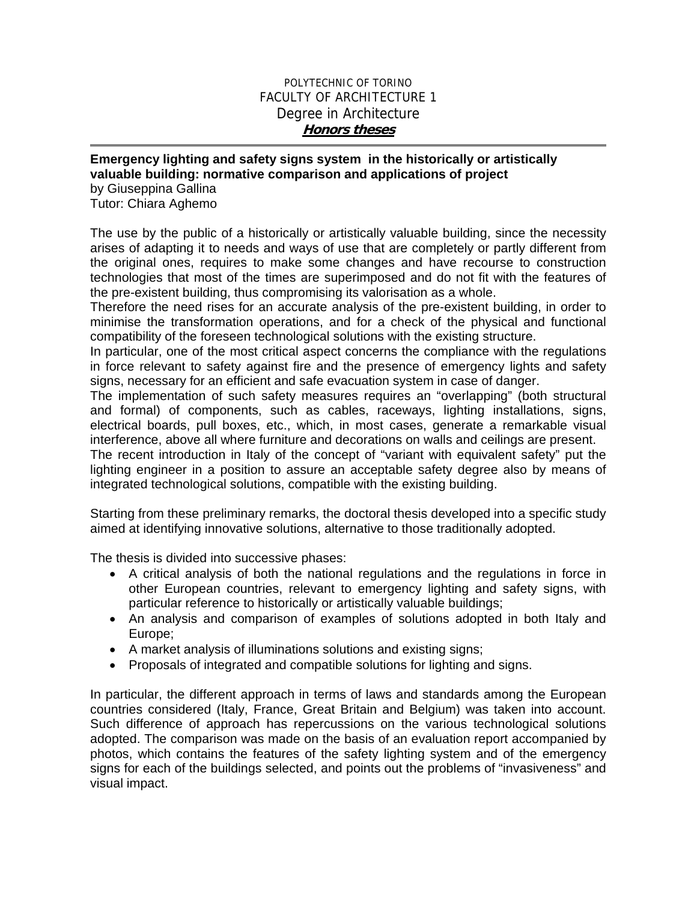POLYTECHNIC OF TORINO
FACULTY OF ARCHITECTURE 1
Degree in Architecture
***Honors theses***

---

**Emergency lighting and safety signs system in the historically or artistically valuable building: normative comparison and applications of project**
by Giuseppina Gallina
Tutor: Chiara Aghemo

The use by the public of a historically or artistically valuable building, since the necessity arises of adapting it to needs and ways of use that are completely or partly different from the original ones, requires to make some changes and have recourse to construction technologies that most of the times are superimposed and do not fit with the features of the pre-existent building, thus compromising its valorisation as a whole.
Therefore the need rises for an accurate analysis of the pre-existent building, in order to minimise the transformation operations, and for a check of the physical and functional compatibility of the foreseen technological solutions with the existing structure.
In particular, one of the most critical aspect concerns the compliance with the regulations in force relevant to safety against fire and the presence of emergency lights and safety signs, necessary for an efficient and safe evacuation system in case of danger.
The implementation of such safety measures requires an "overlapping" (both structural and formal) of components, such as cables, raceways, lighting installations, signs, electrical boards, pull boxes, etc., which, in most cases, generate a remarkable visual interference, above all where furniture and decorations on walls and ceilings are present.
The recent introduction in Italy of the concept of "variant with equivalent safety" put the lighting engineer in a position to assure an acceptable safety degree also by means of integrated technological solutions, compatible with the existing building.

Starting from these preliminary remarks, the doctoral thesis developed into a specific study aimed at identifying innovative solutions, alternative to those traditionally adopted.

The thesis is divided into successive phases:

- A critical analysis of both the national regulations and the regulations in force in other European countries, relevant to emergency lighting and safety signs, with particular reference to historically or artistically valuable buildings;
- An analysis and comparison of examples of solutions adopted in both Italy and Europe;
- A market analysis of illuminations solutions and existing signs;
- Proposals of integrated and compatible solutions for lighting and signs.

In particular, the different approach in terms of laws and standards among the European countries considered (Italy, France, Great Britain and Belgium) was taken into account. Such difference of approach has repercussions on the various technological solutions adopted. The comparison was made on the basis of an evaluation report accompanied by photos, which contains the features of the safety lighting system and of the emergency signs for each of the buildings selected, and points out the problems of "invasiveness" and visual impact.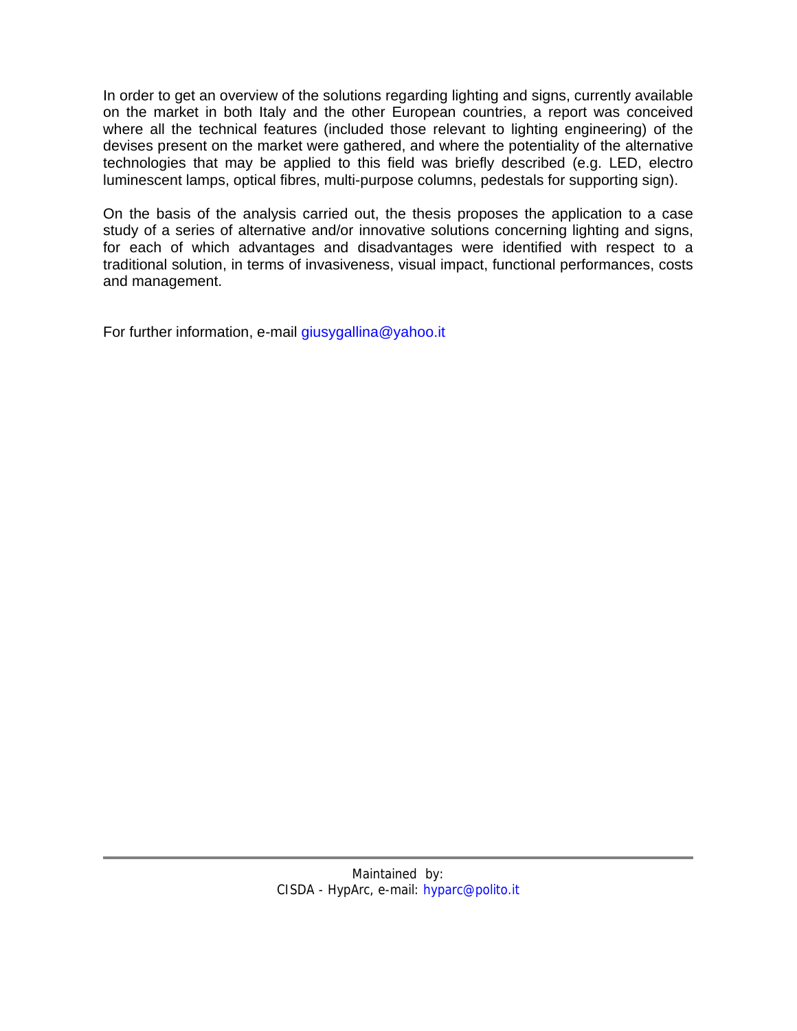In order to get an overview of the solutions regarding lighting and signs, currently available on the market in both Italy and the other European countries, a report was conceived where all the technical features (included those relevant to lighting engineering) of the devises present on the market were gathered, and where the potentiality of the alternative technologies that may be applied to this field was briefly described (e.g. LED, electro luminescent lamps, optical fibres, multi-purpose columns, pedestals for supporting sign).

On the basis of the analysis carried out, the thesis proposes the application to a case study of a series of alternative and/or innovative solutions concerning lighting and signs, for each of which advantages and disadvantages were identified with respect to a traditional solution, in terms of invasiveness, visual impact, functional performances, costs and management.

For further information, e-mail giusygallina@yahoo.it

---

Maintained by:
CISDA - HypArc, e-mail: hyparc@polito.it